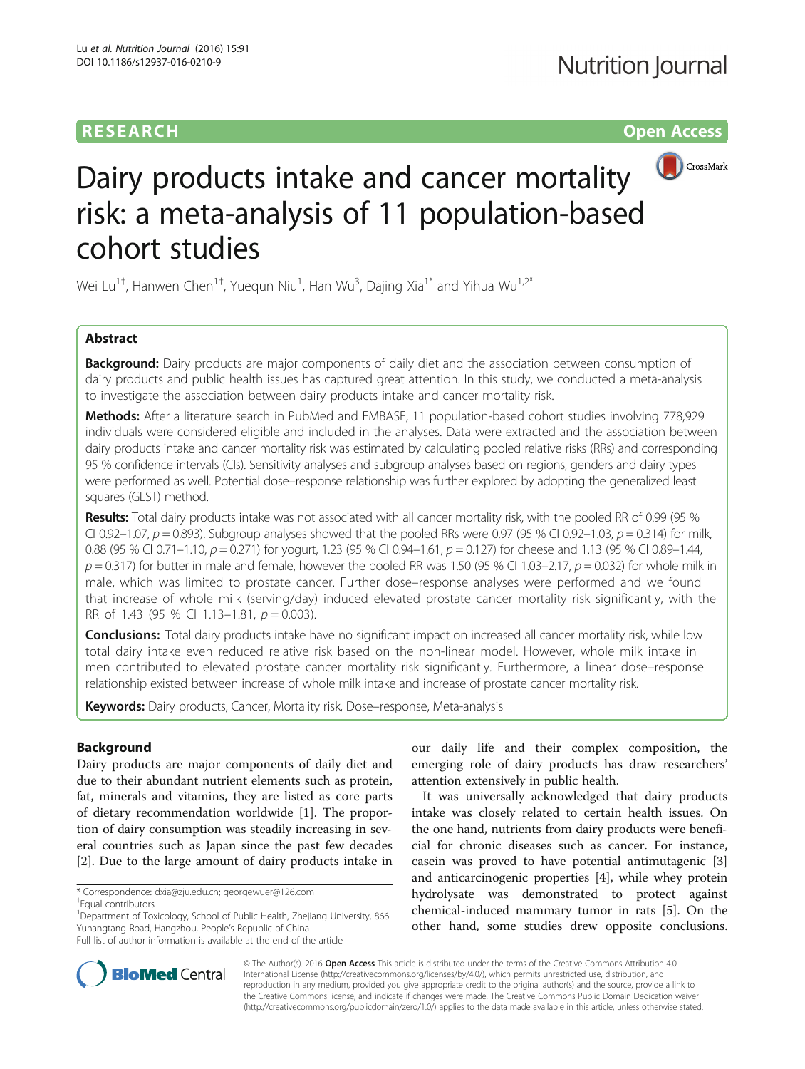RESEARCH Open Access

# Dairy products intake and cancer mortality risk: a meta-analysis of 11 population-based cohort studies

Wei Lu[1†], Hanwen Chen[1†], Yuequn Niu[1], Han Wu[3], Dajing Xia[1*] and Yihua Wu[1,2*]

## Abstract

**Background:** Dairy products are major components of daily diet and the association between consumption of dairy products and public health issues has captured great attention. In this study, we conducted a meta-analysis to investigate the association between dairy products intake and cancer mortality risk.

**Methods:** After a literature search in PubMed and EMBASE, 11 population-based cohort studies involving 778,929 individuals were considered eligible and included in the analyses. Data were extracted and the association between dairy products intake and cancer mortality risk was estimated by calculating pooled relative risks (RRs) and corresponding 95 % confidence intervals (CIs). Sensitivity analyses and subgroup analyses based on regions, genders and dairy types were performed as well. Potential dose–response relationship was further explored by adopting the generalized least squares (GLST) method.

**Results:** Total dairy products intake was not associated with all cancer mortality risk, with the pooled RR of 0.99 (95 % CI 0.92–1.07, $p = 0.893$). Subgroup analyses showed that the pooled RRs were 0.97 (95 % CI 0.92–1.03, $p = 0.314$) for milk, 0.88 (95 % CI 0.71–1.10, $p = 0.271$) for yogurt, 1.23 (95 % CI 0.94–1.61, $p = 0.127$) for cheese and 1.13 (95 % CI 0.89–1.44, $p = 0.317$) for butter in male and female, however the pooled RR was 1.50 (95 % CI 1.03–2.17, $p = 0.032$) for whole milk in male, which was limited to prostate cancer. Further dose–response analyses were performed and we found that increase of whole milk (serving/day) induced elevated prostate cancer mortality risk significantly, with the RR of 1.43 (95 % CI 1.13–1.81, $p = 0.003$).

**Conclusions:** Total dairy products intake have no significant impact on increased all cancer mortality risk, while low total dairy intake even reduced relative risk based on the non-linear model. However, whole milk intake in men contributed to elevated prostate cancer mortality risk significantly. Furthermore, a linear dose–response relationship existed between increase of whole milk intake and increase of prostate cancer mortality risk.

**Keywords:** Dairy products, Cancer, Mortality risk, Dose–response, Meta-analysis

## Background

Dairy products are major components of daily diet and due to their abundant nutrient elements such as protein, fat, minerals and vitamins, they are listed as core parts of dietary recommendation worldwide [1]. The proportion of dairy consumption was steadily increasing in several countries such as Japan since the past few decades [2]. Due to the large amount of dairy products intake in our daily life and their complex composition, the emerging role of dairy products has draw researchers' attention extensively in public health.

It was universally acknowledged that dairy products intake was closely related to certain health issues. On the one hand, nutrients from dairy products were beneficial for chronic diseases such as cancer. For instance, casein was proved to have potential antimutagenic [3] and anticarcinogenic properties [4], while whey protein hydrolysate was demonstrated to protect against chemical-induced mammary tumor in rats [5]. On the other hand, some studies drew opposite conclusions.

---

\* Correspondence: dxia@zju.edu.cn; georgewuer@126.com

†Equal contributors

[1]Department of Toxicology, School of Public Health, Zhejiang University, 866 Yuhangtang Road, Hangzhou, People's Republic of China

Full list of author information is available at the end of the article

© The Author(s). 2016 **Open Access** This article is distributed under the terms of the Creative Commons Attribution 4.0 International License (http://creativecommons.org/licenses/by/4.0/), which permits unrestricted use, distribution, and reproduction in any medium, provided you give appropriate credit to the original author(s) and the source, provide a link to the Creative Commons license, and indicate if changes were made. The Creative Commons Public Domain Dedication waiver (http://creativecommons.org/publicdomain/zero/1.0/) applies to the data made available in this article, unless otherwise stated.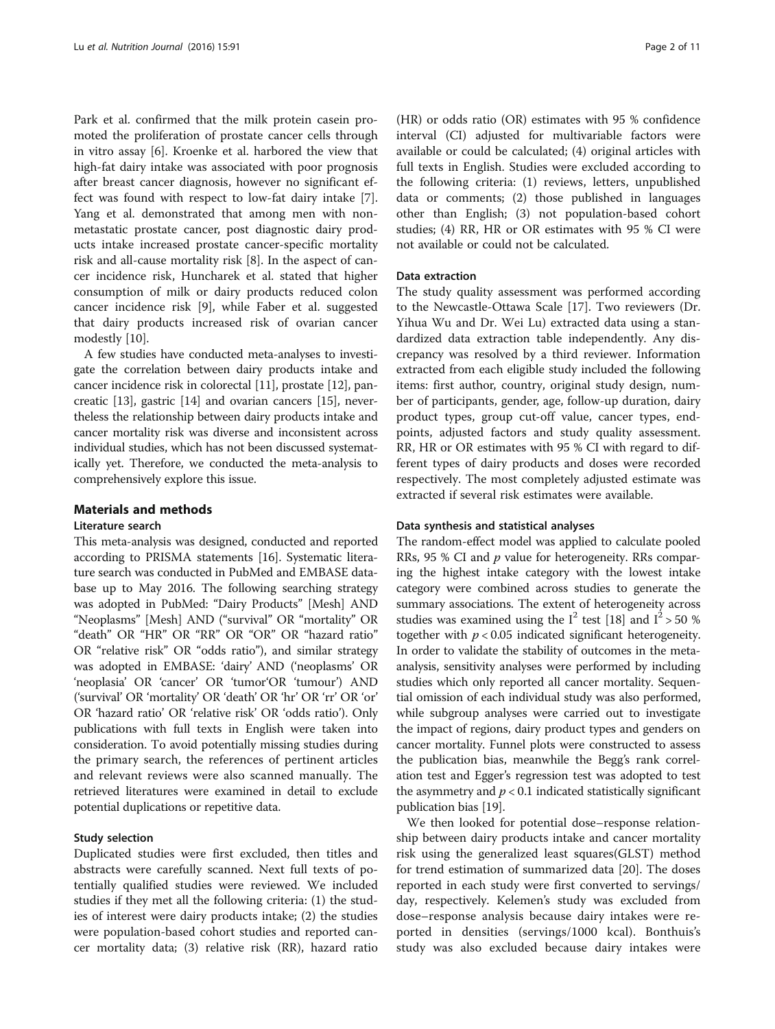Park et al. confirmed that the milk protein casein promoted the proliferation of prostate cancer cells through in vitro assay [6]. Kroenke et al. harbored the view that high-fat dairy intake was associated with poor prognosis after breast cancer diagnosis, however no significant effect was found with respect to low-fat dairy intake [7]. Yang et al. demonstrated that among men with nonmetastatic prostate cancer, post diagnostic dairy products intake increased prostate cancer-specific mortality risk and all-cause mortality risk [8]. In the aspect of cancer incidence risk, Huncharek et al. stated that higher consumption of milk or dairy products reduced colon cancer incidence risk [9], while Faber et al. suggested that dairy products increased risk of ovarian cancer modestly [10].

A few studies have conducted meta-analyses to investigate the correlation between dairy products intake and cancer incidence risk in colorectal [11], prostate [12], pancreatic [13], gastric [14] and ovarian cancers [15], nevertheless the relationship between dairy products intake and cancer mortality risk was diverse and inconsistent across individual studies, which has not been discussed systematically yet. Therefore, we conducted the meta-analysis to comprehensively explore this issue.

## Materials and methods

### Literature search

This meta-analysis was designed, conducted and reported according to PRISMA statements [16]. Systematic literature search was conducted in PubMed and EMBASE database up to May 2016. The following searching strategy was adopted in PubMed: "Dairy Products" [Mesh] AND "Neoplasms" [Mesh] AND ("survival" OR "mortality" OR "death" OR "HR" OR "RR" OR "OR" OR "hazard ratio" OR "relative risk" OR "odds ratio"), and similar strategy was adopted in EMBASE: 'dairy' AND ('neoplasms' OR 'neoplasia' OR 'cancer' OR 'tumor'OR 'tumour') AND ('survival' OR 'mortality' OR 'death' OR 'hr' OR 'rr' OR 'or' OR 'hazard ratio' OR 'relative risk' OR 'odds ratio'). Only publications with full texts in English were taken into consideration. To avoid potentially missing studies during the primary search, the references of pertinent articles and relevant reviews were also scanned manually. The retrieved literatures were examined in detail to exclude potential duplications or repetitive data.

### Study selection

Duplicated studies were first excluded, then titles and abstracts were carefully scanned. Next full texts of potentially qualified studies were reviewed. We included studies if they met all the following criteria: (1) the studies of interest were dairy products intake; (2) the studies were population-based cohort studies and reported cancer mortality data; (3) relative risk (RR), hazard ratio (HR) or odds ratio (OR) estimates with 95 % confidence interval (CI) adjusted for multivariable factors were available or could be calculated; (4) original articles with full texts in English. Studies were excluded according to the following criteria: (1) reviews, letters, unpublished data or comments; (2) those published in languages other than English; (3) not population-based cohort studies; (4) RR, HR or OR estimates with 95 % CI were not available or could not be calculated.

### Data extraction

The study quality assessment was performed according to the Newcastle-Ottawa Scale [17]. Two reviewers (Dr. Yihua Wu and Dr. Wei Lu) extracted data using a standardized data extraction table independently. Any discrepancy was resolved by a third reviewer. Information extracted from each eligible study included the following items: first author, country, original study design, number of participants, gender, age, follow-up duration, dairy product types, group cut-off value, cancer types, endpoints, adjusted factors and study quality assessment. RR, HR or OR estimates with 95 % CI with regard to different types of dairy products and doses were recorded respectively. The most completely adjusted estimate was extracted if several risk estimates were available.

### Data synthesis and statistical analyses

The random-effect model was applied to calculate pooled RRs, 95 % CI and $p$ value for heterogeneity. RRs comparing the highest intake category with the lowest intake category were combined across studies to generate the summary associations. The extent of heterogeneity across studies was examined using the $I^2$ test [18] and $I^2 > 50$ % together with $p < 0.05$ indicated significant heterogeneity. In order to validate the stability of outcomes in the meta-analysis, sensitivity analyses were performed by including studies which only reported all cancer mortality. Sequential omission of each individual study was also performed, while subgroup analyses were carried out to investigate the impact of regions, dairy product types and genders on cancer mortality. Funnel plots were constructed to assess the publication bias, meanwhile the Begg's rank correlation test and Egger's regression test was adopted to test the asymmetry and $p < 0.1$ indicated statistically significant publication bias [19].

We then looked for potential dose–response relationship between dairy products intake and cancer mortality risk using the generalized least squares(GLST) method for trend estimation of summarized data [20]. The doses reported in each study were first converted to servings/day, respectively. Kelemen's study was excluded from dose–response analysis because dairy intakes were reported in densities (servings/1000 kcal). Bonthuis's study was also excluded because dairy intakes were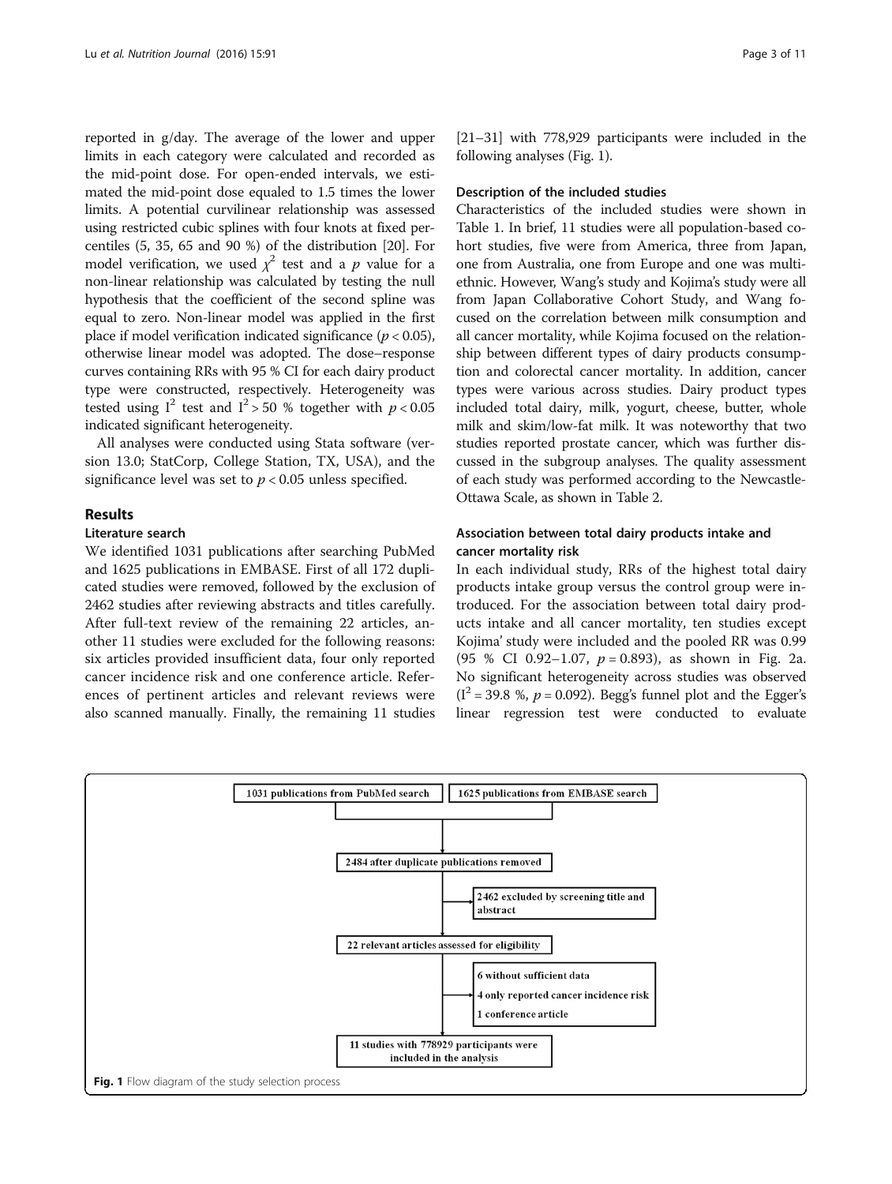reported in g/day. The average of the lower and upper limits in each category were calculated and recorded as the mid-point dose. For open-ended intervals, we estimated the mid-point dose equaled to 1.5 times the lower limits. A potential curvilinear relationship was assessed using restricted cubic splines with four knots at fixed percentiles (5, 35, 65 and 90 %) of the distribution [20]. For model verification, we used $\chi^2$ test and a $p$ value for a non-linear relationship was calculated by testing the null hypothesis that the coefficient of the second spline was equal to zero. Non-linear model was applied in the first place if model verification indicated significance ($p < 0.05$), otherwise linear model was adopted. The dose–response curves containing RRs with 95 % CI for each dairy product type were constructed, respectively. Heterogeneity was tested using $I^2$ test and $I^2 > 50$ % together with $p < 0.05$ indicated significant heterogeneity.

All analyses were conducted using Stata software (version 13.0; StatCorp, College Station, TX, USA), and the significance level was set to $p < 0.05$ unless specified.

## Results

### Literature search

We identified 1031 publications after searching PubMed and 1625 publications in EMBASE. First of all 172 duplicated studies were removed, followed by the exclusion of 2462 studies after reviewing abstracts and titles carefully. After full-text review of the remaining 22 articles, another 11 studies were excluded for the following reasons: six articles provided insufficient data, four only reported cancer incidence risk and one conference article. References of pertinent articles and relevant reviews were also scanned manually. Finally, the remaining 11 studies [21–31] with 778,929 participants were included in the following analyses (Fig. 1).

### Description of the included studies

Characteristics of the included studies were shown in Table 1. In brief, 11 studies were all population-based cohort studies, five were from America, three from Japan, one from Australia, one from Europe and one was multi-ethnic. However, Wang's study and Kojima's study were all from Japan Collaborative Cohort Study, and Wang focused on the correlation between milk consumption and all cancer mortality, while Kojima focused on the relationship between different types of dairy products consumption and colorectal cancer mortality. In addition, cancer types were various across studies. Dairy product types included total dairy, milk, yogurt, cheese, butter, whole milk and skim/low-fat milk. It was noteworthy that two studies reported prostate cancer, which was further discussed in the subgroup analyses. The quality assessment of each study was performed according to the Newcastle-Ottawa Scale, as shown in Table 2.

### Association between total dairy products intake and cancer mortality risk

In each individual study, RRs of the highest total dairy products intake group versus the control group were introduced. For the association between total dairy products intake and all cancer mortality, ten studies except Kojima' study were included and the pooled RR was 0.99 (95 % CI 0.92–1.07, $p = 0.893$), as shown in Fig. 2a. No significant heterogeneity across studies was observed ($I^2 = 39.8$ %, $p = 0.092$). Begg's funnel plot and the Egger's linear regression test were conducted to evaluate

1031 publications from PubMed search | 1625 publications from EMBASE search

2484 after duplicate publications removed

2462 excluded by screening title and abstract

22 relevant articles assessed for eligibility

6 without sufficient data
4 only reported cancer incidence risk
1 conference article

11 studies with 778929 participants were included in the analysis

**Fig. 1** Flow diagram of the study selection process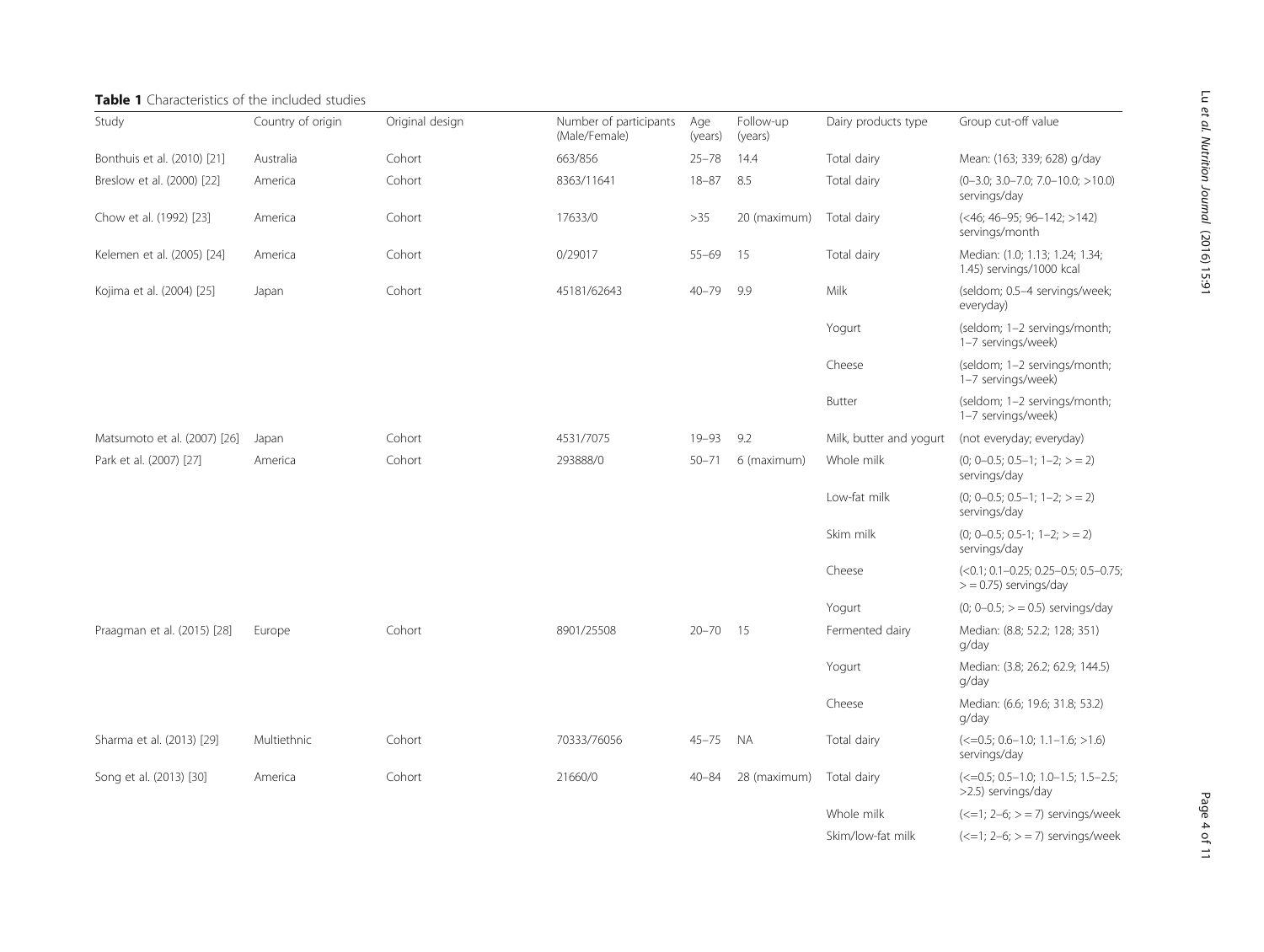**Table 1** Characteristics of the included studies

| Study | Country of origin | Original design | Number of participants (Male/Female) | Age (years) | Follow-up (years) | Dairy products type | Group cut-off value |
|---|---|---|---|---|---|---|---|
| Bonthuis et al. (2010) [21] | Australia | Cohort | 663/856 | 25–78 | 14.4 | Total dairy | Mean: (163; 339; 628) g/day |
| Breslow et al. (2000) [22] | America | Cohort | 8363/11641 | 18–87 | 8.5 | Total dairy | (0–3.0; 3.0–7.0; 7.0–10.0; >10.0) servings/day |
| Chow et al. (1992) [23] | America | Cohort | 17633/0 | >35 | 20 (maximum) | Total dairy | (<46; 46–95; 96–142; >142) servings/month |
| Kelemen et al. (2005) [24] | America | Cohort | 0/29017 | 55–69 | 15 | Total dairy | Median: (1.0; 1.13; 1.24; 1.34; 1.45) servings/1000 kcal |
| Kojima et al. (2004) [25] | Japan | Cohort | 45181/62643 | 40–79 | 9.9 | Milk | (seldom; 0.5–4 servings/week; everyday) |
| | | | | | | Yogurt | (seldom; 1–2 servings/month; 1–7 servings/week) |
| | | | | | | Cheese | (seldom; 1–2 servings/month; 1–7 servings/week) |
| | | | | | | Butter | (seldom; 1–2 servings/month; 1–7 servings/week) |
| Matsumoto et al. (2007) [26] | Japan | Cohort | 4531/7075 | 19–93 | 9.2 | Milk, butter and yogurt | (not everyday; everyday) |
| Park et al. (2007) [27] | America | Cohort | 293888/0 | 50–71 | 6 (maximum) | Whole milk | (0; 0–0.5; 0.5–1; 1–2; > = 2) servings/day |
| | | | | | | Low-fat milk | (0; 0–0.5; 0.5–1; 1–2; > = 2) servings/day |
| | | | | | | Skim milk | (0; 0–0.5; 0.5-1; 1–2; > = 2) servings/day |
| | | | | | | Cheese | (<0.1; 0.1–0.25; 0.25–0.5; 0.5–0.75; > = 0.75) servings/day |
| | | | | | | Yogurt | (0; 0–0.5; > = 0.5) servings/day |
| Praagman et al. (2015) [28] | Europe | Cohort | 8901/25508 | 20–70 | 15 | Fermented dairy | Median: (8.8; 52.2; 128; 351) g/day |
| | | | | | | Yogurt | Median: (3.8; 26.2; 62.9; 144.5) g/day |
| | | | | | | Cheese | Median: (6.6; 19.6; 31.8; 53.2) g/day |
| Sharma et al. (2013) [29] | Multiethnic | Cohort | 70333/76056 | 45–75 | NA | Total dairy | (<=0.5; 0.6–1.0; 1.1–1.6; >1.6) servings/day |
| Song et al. (2013) [30] | America | Cohort | 21660/0 | 40–84 | 28 (maximum) | Total dairy | (<=0.5; 0.5–1.0; 1.0–1.5; 1.5–2.5; >2.5) servings/day |
| | | | | | | Whole milk | (<=1; 2–6; > = 7) servings/week |
| | | | | | | Skim/low-fat milk | (<=1; 2–6; > = 7) servings/week |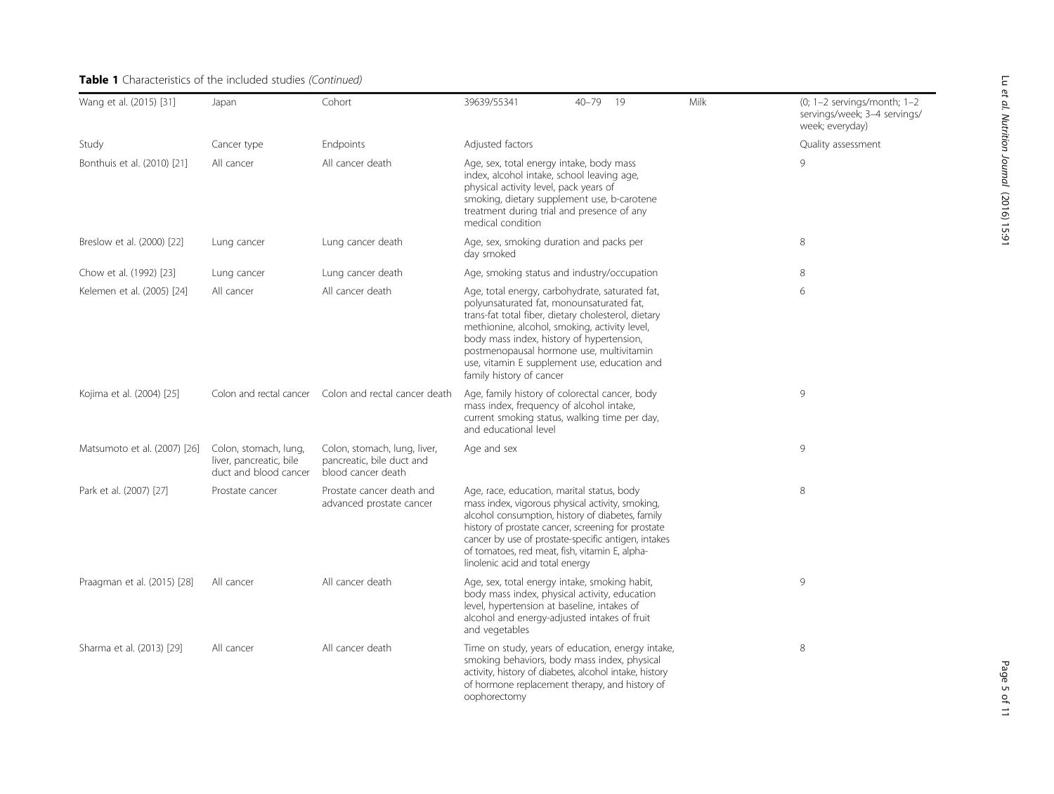**Table 1** Characteristics of the included studies *(Continued)*

| Wang et al. (2015) [31] | Japan | Cohort | 39639/55341 | 40–79 | 19 | Milk | (0; 1–2 servings/month; 1–2 servings/week; 3–4 servings/week; everyday) |
|---|---|---|---|---|---|---|---|
| Study | Cancer type | Endpoints | Adjusted factors | | | | Quality assessment |
| Bonthuis et al. (2010) [21] | All cancer | All cancer death | Age, sex, total energy intake, body mass index, alcohol intake, school leaving age, physical activity level, pack years of smoking, dietary supplement use, b-carotene treatment during trial and presence of any medical condition | | | | 9 |
| Breslow et al. (2000) [22] | Lung cancer | Lung cancer death | Age, sex, smoking duration and packs per day smoked | | | | 8 |
| Chow et al. (1992) [23] | Lung cancer | Lung cancer death | Age, smoking status and industry/occupation | | | | 8 |
| Kelemen et al. (2005) [24] | All cancer | All cancer death | Age, total energy, carbohydrate, saturated fat, polyunsaturated fat, monounsaturated fat, trans-fat total fiber, dietary cholesterol, dietary methionine, alcohol, smoking, activity level, body mass index, history of hypertension, postmenopausal hormone use, multivitamin use, vitamin E supplement use, education and family history of cancer | | | | 6 |
| Kojima et al. (2004) [25] | Colon and rectal cancer | Colon and rectal cancer death | Age, family history of colorectal cancer, body mass index, frequency of alcohol intake, current smoking status, walking time per day, and educational level | | | | 9 |
| Matsumoto et al. (2007) [26] | Colon, stomach, lung, liver, pancreatic, bile duct and blood cancer | Colon, stomach, lung, liver, pancreatic, bile duct and blood cancer death | Age and sex | | | | 9 |
| Park et al. (2007) [27] | Prostate cancer | Prostate cancer death and advanced prostate cancer | Age, race, education, marital status, body mass index, vigorous physical activity, smoking, alcohol consumption, history of diabetes, family history of prostate cancer, screening for prostate cancer by use of prostate-specific antigen, intakes of tomatoes, red meat, fish, vitamin E, alpha-linolenic acid and total energy | | | | 8 |
| Praagman et al. (2015) [28] | All cancer | All cancer death | Age, sex, total energy intake, smoking habit, body mass index, physical activity, education level, hypertension at baseline, intakes of alcohol and energy-adjusted intakes of fruit and vegetables | | | | 9 |
| Sharma et al. (2013) [29] | All cancer | All cancer death | Time on study, years of education, energy intake, smoking behaviors, body mass index, physical activity, history of diabetes, alcohol intake, history of hormone replacement therapy, and history of oophorectomy | | | | 8 |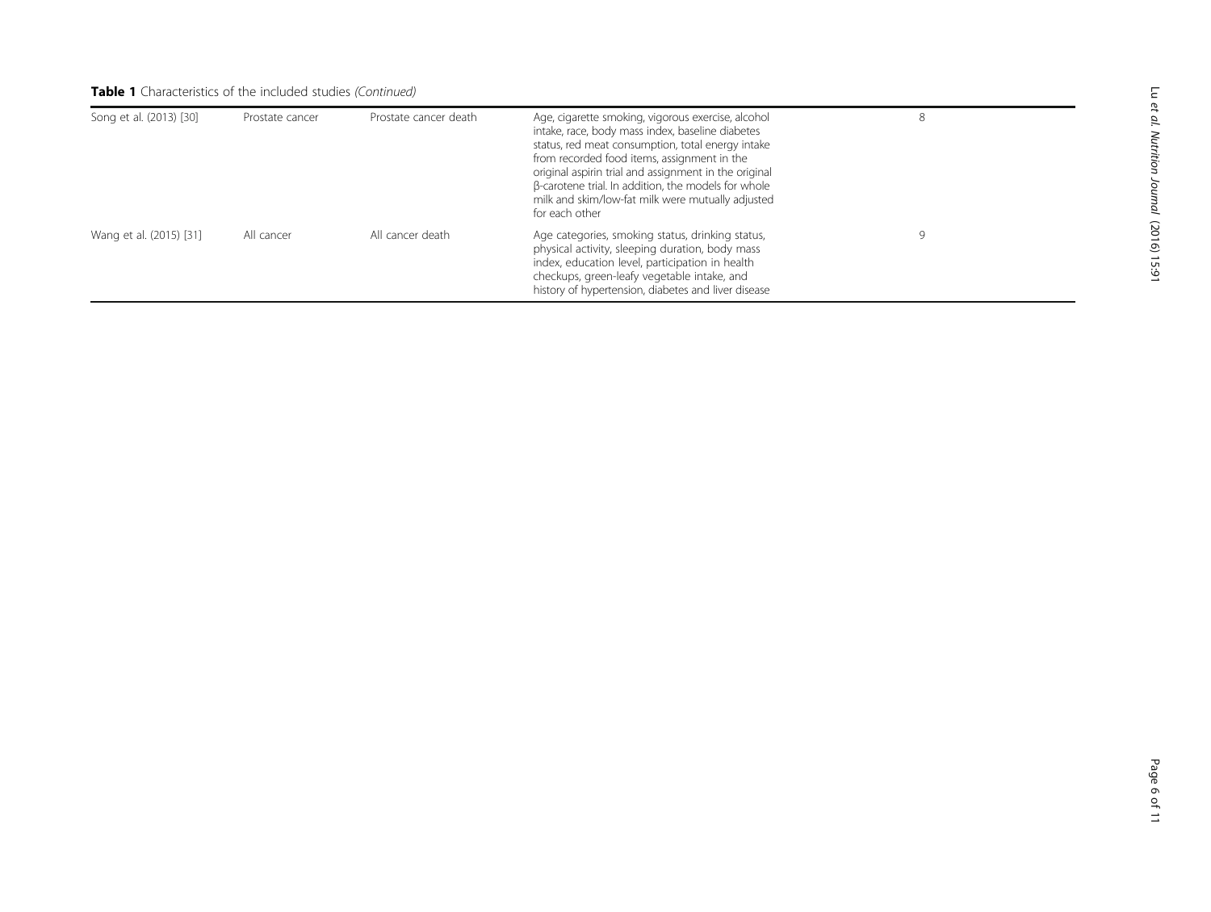**Table 1** Characteristics of the included studies *(Continued)*

| | | | | |
|---|---|---|---|---|
| Song et al. (2013) [30] | Prostate cancer | Prostate cancer death | Age, cigarette smoking, vigorous exercise, alcohol intake, race, body mass index, baseline diabetes status, red meat consumption, total energy intake from recorded food items, assignment in the original aspirin trial and assignment in the original β-carotene trial. In addition, the models for whole milk and skim/low-fat milk were mutually adjusted for each other | 8 |
| Wang et al. (2015) [31] | All cancer | All cancer death | Age categories, smoking status, drinking status, physical activity, sleeping duration, body mass index, education level, participation in health checkups, green-leafy vegetable intake, and history of hypertension, diabetes and liver disease | 9 |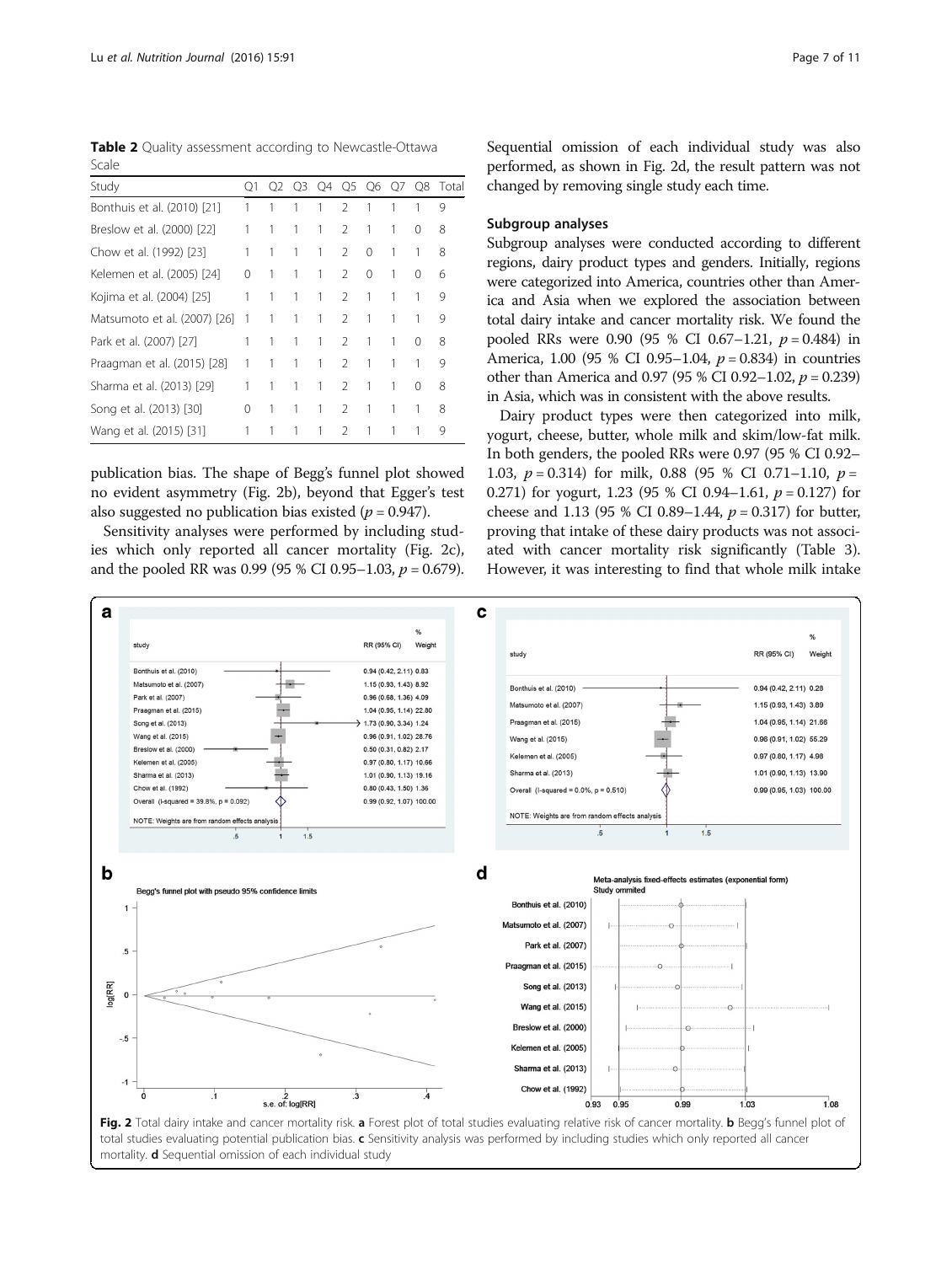**Table 2** Quality assessment according to Newcastle-Ottawa Scale

| Study | Q1 | Q2 | Q3 | Q4 | Q5 | Q6 | Q7 | Q8 | Total |
|---|---|---|---|---|---|---|---|---|---|
| Bonthuis et al. (2010) [21] | 1 | 1 | 1 | 1 | 2 | 1 | 1 | 1 | 9 |
| Breslow et al. (2000) [22] | 1 | 1 | 1 | 1 | 2 | 1 | 1 | 0 | 8 |
| Chow et al. (1992) [23] | 1 | 1 | 1 | 1 | 2 | 0 | 1 | 1 | 8 |
| Kelemen et al. (2005) [24] | 0 | 1 | 1 | 1 | 2 | 0 | 1 | 0 | 6 |
| Kojima et al. (2004) [25] | 1 | 1 | 1 | 1 | 2 | 1 | 1 | 1 | 9 |
| Matsumoto et al. (2007) [26] | 1 | 1 | 1 | 1 | 2 | 1 | 1 | 1 | 9 |
| Park et al. (2007) [27] | 1 | 1 | 1 | 1 | 2 | 1 | 1 | 0 | 8 |
| Praagman et al. (2015) [28] | 1 | 1 | 1 | 1 | 2 | 1 | 1 | 1 | 9 |
| Sharma et al. (2013) [29] | 1 | 1 | 1 | 1 | 2 | 1 | 1 | 0 | 8 |
| Song et al. (2013) [30] | 0 | 1 | 1 | 1 | 2 | 1 | 1 | 1 | 8 |
| Wang et al. (2015) [31] | 1 | 1 | 1 | 1 | 2 | 1 | 1 | 1 | 9 |

publication bias. The shape of Begg's funnel plot showed no evident asymmetry (Fig. 2b), beyond that Egger's test also suggested no publication bias existed ($p = 0.947$).

Sensitivity analyses were performed by including studies which only reported all cancer mortality (Fig. 2c), and the pooled RR was 0.99 (95 % CI 0.95–1.03, $p = 0.679$). Sequential omission of each individual study was also performed, as shown in Fig. 2d, the result pattern was not changed by removing single study each time.

### Subgroup analyses

Subgroup analyses were conducted according to different regions, dairy product types and genders. Initially, regions were categorized into America, countries other than America and Asia when we explored the association between total dairy intake and cancer mortality risk. We found the pooled RRs were 0.90 (95 % CI 0.67–1.21, $p = 0.484$) in America, 1.00 (95 % CI 0.95–1.04, $p = 0.834$) in countries other than America and 0.97 (95 % CI 0.92–1.02, $p = 0.239$) in Asia, which was in consistent with the above results.

Dairy product types were then categorized into milk, yogurt, cheese, butter, whole milk and skim/low-fat milk. In both genders, the pooled RRs were 0.97 (95 % CI 0.92–1.03, $p = 0.314$) for milk, 0.88 (95 % CI 0.71–1.10, $p = 0.271$) for yogurt, 1.23 (95 % CI 0.94–1.61, $p = 0.127$) for cheese and 1.13 (95 % CI 0.89–1.44, $p = 0.317$) for butter, proving that intake of these dairy products was not associated with cancer mortality risk significantly (Table 3). However, it was interesting to find that whole milk intake

**Fig. 2** Total dairy intake and cancer mortality risk. **a** Forest plot of total studies evaluating relative risk of cancer mortality. **b** Begg's funnel plot of total studies evaluating potential publication bias. **c** Sensitivity analysis was performed by including studies which only reported all cancer mortality. **d** Sequential omission of each individual study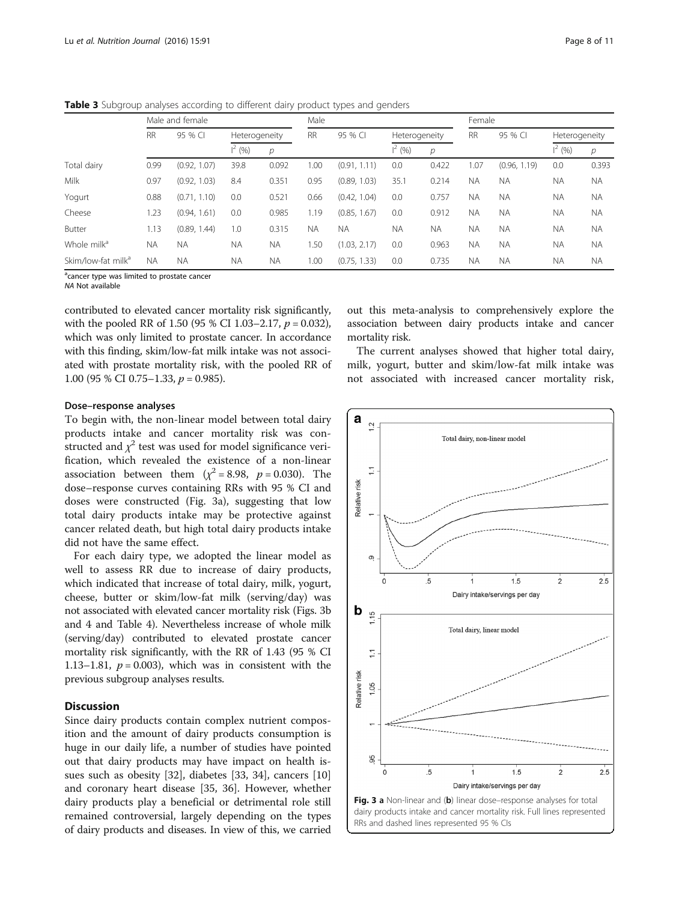**Table 3** Subgroup analyses according to different dairy product types and genders

| | Male and female | | | | Male | | | | Female | | | |
|---|---|---|---|---|---|---|---|---|---|---|---|---|
| | RR | 95 % CI | Heterogeneity | | RR | 95 % CI | Heterogeneity | | RR | 95 % CI | Heterogeneity | |
| | | | $I^2$ (%) | $p$ | | | $I^2$ (%) | $p$ | | | $I^2$ (%) | $p$ |
| Total dairy | 0.99 | (0.92, 1.07) | 39.8 | 0.092 | 1.00 | (0.91, 1.11) | 0.0 | 0.422 | 1.07 | (0.96, 1.19) | 0.0 | 0.393 |
| Milk | 0.97 | (0.92, 1.03) | 8.4 | 0.351 | 0.95 | (0.89, 1.03) | 35.1 | 0.214 | NA | NA | NA | NA |
| Yogurt | 0.88 | (0.71, 1.10) | 0.0 | 0.521 | 0.66 | (0.42, 1.04) | 0.0 | 0.757 | NA | NA | NA | NA |
| Cheese | 1.23 | (0.94, 1.61) | 0.0 | 0.985 | 1.19 | (0.85, 1.67) | 0.0 | 0.912 | NA | NA | NA | NA |
| Butter | 1.13 | (0.89, 1.44) | 1.0 | 0.315 | NA | NA | NA | NA | NA | NA | NA | NA |
| Whole milk[a] | NA | NA | NA | NA | 1.50 | (1.03, 2.17) | 0.0 | 0.963 | NA | NA | NA | NA |
| Skim/low-fat milk[a] | NA | NA | NA | NA | 1.00 | (0.75, 1.33) | 0.0 | 0.735 | NA | NA | NA | NA |

[a]cancer type was limited to prostate cancer
*NA* Not available

contributed to elevated cancer mortality risk significantly, with the pooled RR of 1.50 (95 % CI 1.03–2.17, $p = 0.032$), which was only limited to prostate cancer. In accordance with this finding, skim/low-fat milk intake was not associated with prostate mortality risk, with the pooled RR of 1.00 (95 % CI 0.75–1.33, $p = 0.985$).

### Dose–response analyses

To begin with, the non-linear model between total dairy products intake and cancer mortality risk was constructed and $\chi^2$ test was used for model significance verification, which revealed the existence of a non-linear association between them ($\chi^2 = 8.98$, $p = 0.030$). The dose–response curves containing RRs with 95 % CI and doses were constructed (Fig. 3a), suggesting that low total dairy products intake may be protective against cancer related death, but high total dairy products intake did not have the same effect.

For each dairy type, we adopted the linear model as well to assess RR due to increase of dairy products, which indicated that increase of total dairy, milk, yogurt, cheese, butter or skim/low-fat milk (serving/day) was not associated with elevated cancer mortality risk (Figs. 3b and 4 and Table 4). Nevertheless increase of whole milk (serving/day) contributed to elevated prostate cancer mortality risk significantly, with the RR of 1.43 (95 % CI 1.13–1.81, $p = 0.003$), which was in consistent with the previous subgroup analyses results.

## Discussion

Since dairy products contain complex nutrient composition and the amount of dairy products consumption is huge in our daily life, a number of studies have pointed out that dairy products may have impact on health issues such as obesity [32], diabetes [33, 34], cancers [10] and coronary heart disease [35, 36]. However, whether dairy products play a beneficial or detrimental role still remained controversial, largely depending on the types of dairy products and diseases. In view of this, we carried out this meta-analysis to comprehensively explore the association between dairy products intake and cancer mortality risk.

The current analyses showed that higher total dairy, milk, yogurt, butter and skim/low-fat milk intake was not associated with increased cancer mortality risk,

**Fig. 3 a** Non-linear and (**b**) linear dose–response analyses for total dairy products intake and cancer mortality risk. Full lines represented RRs and dashed lines represented 95 % CIs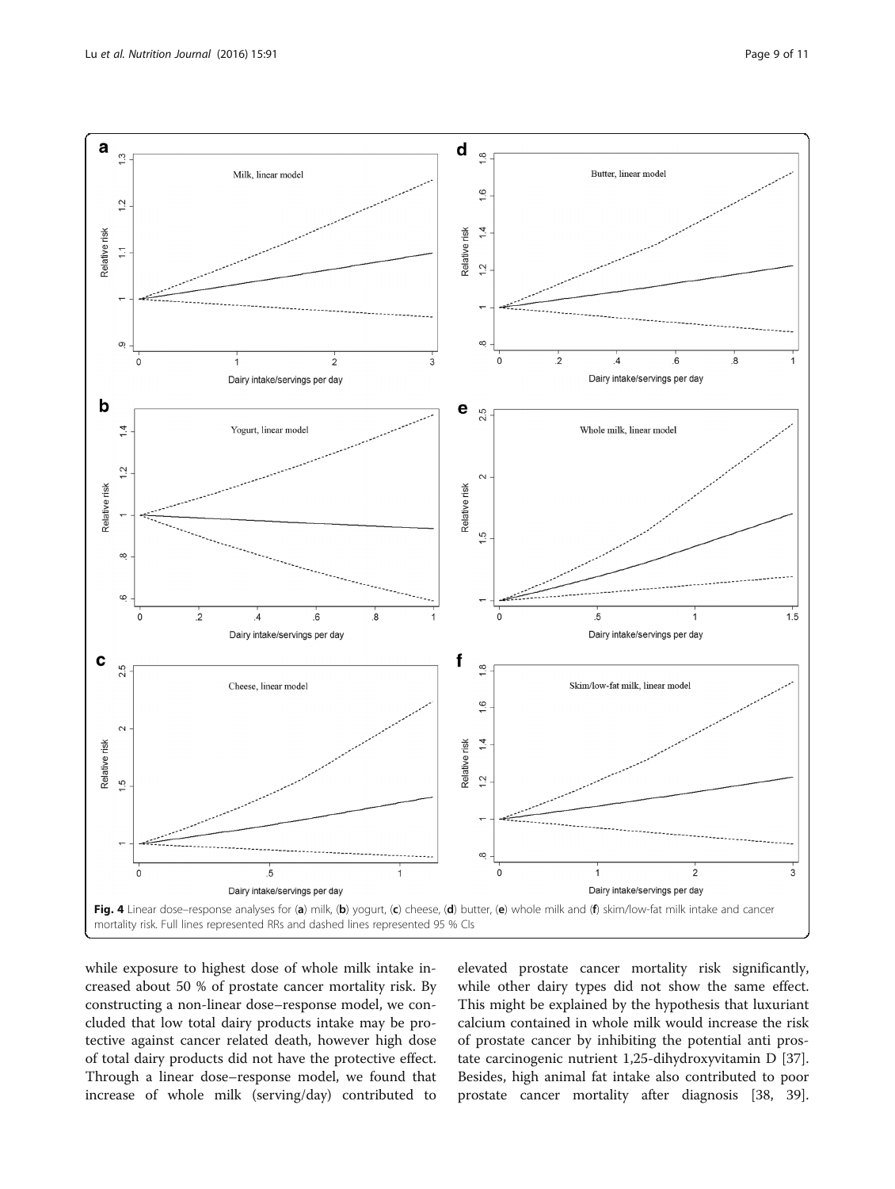Fig. 4 Linear dose–response analyses for (a) milk, (b) yogurt, (c) cheese, (d) butter, (e) whole milk and (f) skim/low-fat milk intake and cancer mortality risk. Full lines represented RRs and dashed lines represented 95 % CIs

while exposure to highest dose of whole milk intake increased about 50 % of prostate cancer mortality risk. By constructing a non-linear dose–response model, we concluded that low total dairy products intake may be protective against cancer related death, however high dose of total dairy products did not have the protective effect. Through a linear dose–response model, we found that increase of whole milk (serving/day) contributed to elevated prostate cancer mortality risk significantly, while other dairy types did not show the same effect. This might be explained by the hypothesis that luxuriant calcium contained in whole milk would increase the risk of prostate cancer by inhibiting the potential anti prostate carcinogenic nutrient 1,25-dihydroxyvitamin D [37]. Besides, high animal fat intake also contributed to poor prostate cancer mortality after diagnosis [38, 39].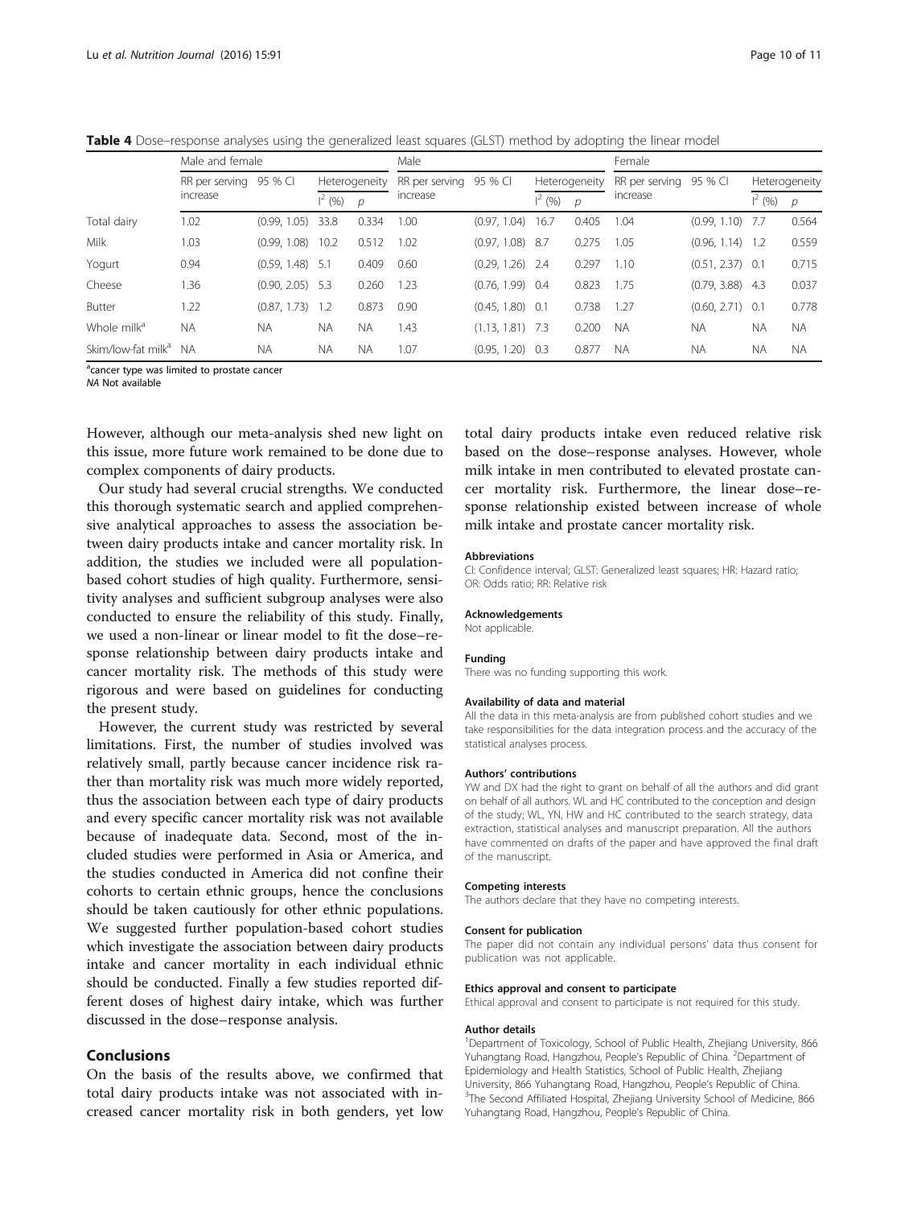**Table 4** Dose–response analyses using the generalized least squares (GLST) method by adopting the linear model

| | Male and female | | | | Male | | | | Female | | | |
|---|---|---|---|---|---|---|---|---|---|---|---|---|
| | RR per serving increase | 95 % CI | Heterogeneity | | RR per serving increase | 95 % CI | Heterogeneity | | RR per serving increase | 95 % CI | Heterogeneity | |
| | | | $I^2$ (%) | *p* | | | $I^2$ (%) | *p* | | | $I^2$ (%) | *p* |
| Total dairy | 1.02 | (0.99, 1.05) | 33.8 | 0.334 | 1.00 | (0.97, 1.04) | 16.7 | 0.405 | 1.04 | (0.99, 1.10) | 7.7 | 0.564 |
| Milk | 1.03 | (0.99, 1.08) | 10.2 | 0.512 | 1.02 | (0.97, 1.08) | 8.7 | 0.275 | 1.05 | (0.96, 1.14) | 1.2 | 0.559 |
| Yogurt | 0.94 | (0.59, 1.48) | 5.1 | 0.409 | 0.60 | (0.29, 1.26) | 2.4 | 0.297 | 1.10 | (0.51, 2.37) | 0.1 | 0.715 |
| Cheese | 1.36 | (0.90, 2.05) | 5.3 | 0.260 | 1.23 | (0.76, 1.99) | 0.4 | 0.823 | 1.75 | (0.79, 3.88) | 4.3 | 0.037 |
| Butter | 1.22 | (0.87, 1.73) | 1.2 | 0.873 | 0.90 | (0.45, 1.80) | 0.1 | 0.738 | 1.27 | (0.60, 2.71) | 0.1 | 0.778 |
| Whole milk[a] | NA | NA | NA | NA | 1.43 | (1.13, 1.81) | 7.3 | 0.200 | NA | NA | NA | NA |
| Skim/low-fat milk[a] | NA | NA | NA | NA | 1.07 | (0.95, 1.20) | 0.3 | 0.877 | NA | NA | NA | NA |

[a]cancer type was limited to prostate cancer
*NA* Not available

However, although our meta-analysis shed new light on this issue, more future work remained to be done due to complex components of dairy products.

Our study had several crucial strengths. We conducted this thorough systematic search and applied comprehensive analytical approaches to assess the association between dairy products intake and cancer mortality risk. In addition, the studies we included were all population-based cohort studies of high quality. Furthermore, sensitivity analyses and sufficient subgroup analyses were also conducted to ensure the reliability of this study. Finally, we used a non-linear or linear model to fit the dose–response relationship between dairy products intake and cancer mortality risk. The methods of this study were rigorous and were based on guidelines for conducting the present study.

However, the current study was restricted by several limitations. First, the number of studies involved was relatively small, partly because cancer incidence risk rather than mortality risk was much more widely reported, thus the association between each type of dairy products and every specific cancer mortality risk was not available because of inadequate data. Second, most of the included studies were performed in Asia or America, and the studies conducted in America did not confine their cohorts to certain ethnic groups, hence the conclusions should be taken cautiously for other ethnic populations. We suggested further population-based cohort studies which investigate the association between dairy products intake and cancer mortality in each individual ethnic should be conducted. Finally a few studies reported different doses of highest dairy intake, which was further discussed in the dose–response analysis.

## Conclusions

On the basis of the results above, we confirmed that total dairy products intake was not associated with increased cancer mortality risk in both genders, yet low total dairy products intake even reduced relative risk based on the dose–response analyses. However, whole milk intake in men contributed to elevated prostate cancer mortality risk. Furthermore, the linear dose–response relationship existed between increase of whole milk intake and prostate cancer mortality risk.

#### Abbreviations

CI: Confidence interval; GLST: Generalized least squares; HR: Hazard ratio; OR: Odds ratio; RR: Relative risk

#### Acknowledgements

Not applicable.

#### Funding

There was no funding supporting this work.

#### Availability of data and material

All the data in this meta-analysis are from published cohort studies and we take responsibilities for the data integration process and the accuracy of the statistical analyses process.

#### Authors' contributions

YW and DX had the right to grant on behalf of all the authors and did grant on behalf of all authors. WL and HC contributed to the conception and design of the study; WL, YN, HW and HC contributed to the search strategy, data extraction, statistical analyses and manuscript preparation. All the authors have commented on drafts of the paper and have approved the final draft of the manuscript.

#### Competing interests

The authors declare that they have no competing interests.

#### Consent for publication

The paper did not contain any individual persons' data thus consent for publication was not applicable.

#### Ethics approval and consent to participate

Ethical approval and consent to participate is not required for this study.

#### Author details

[1]Department of Toxicology, School of Public Health, Zhejiang University, 866 Yuhangtang Road, Hangzhou, People's Republic of China. [2]Department of Epidemiology and Health Statistics, School of Public Health, Zhejiang University, 866 Yuhangtang Road, Hangzhou, People's Republic of China. [3]The Second Affiliated Hospital, Zhejiang University School of Medicine, 866 Yuhangtang Road, Hangzhou, People's Republic of China.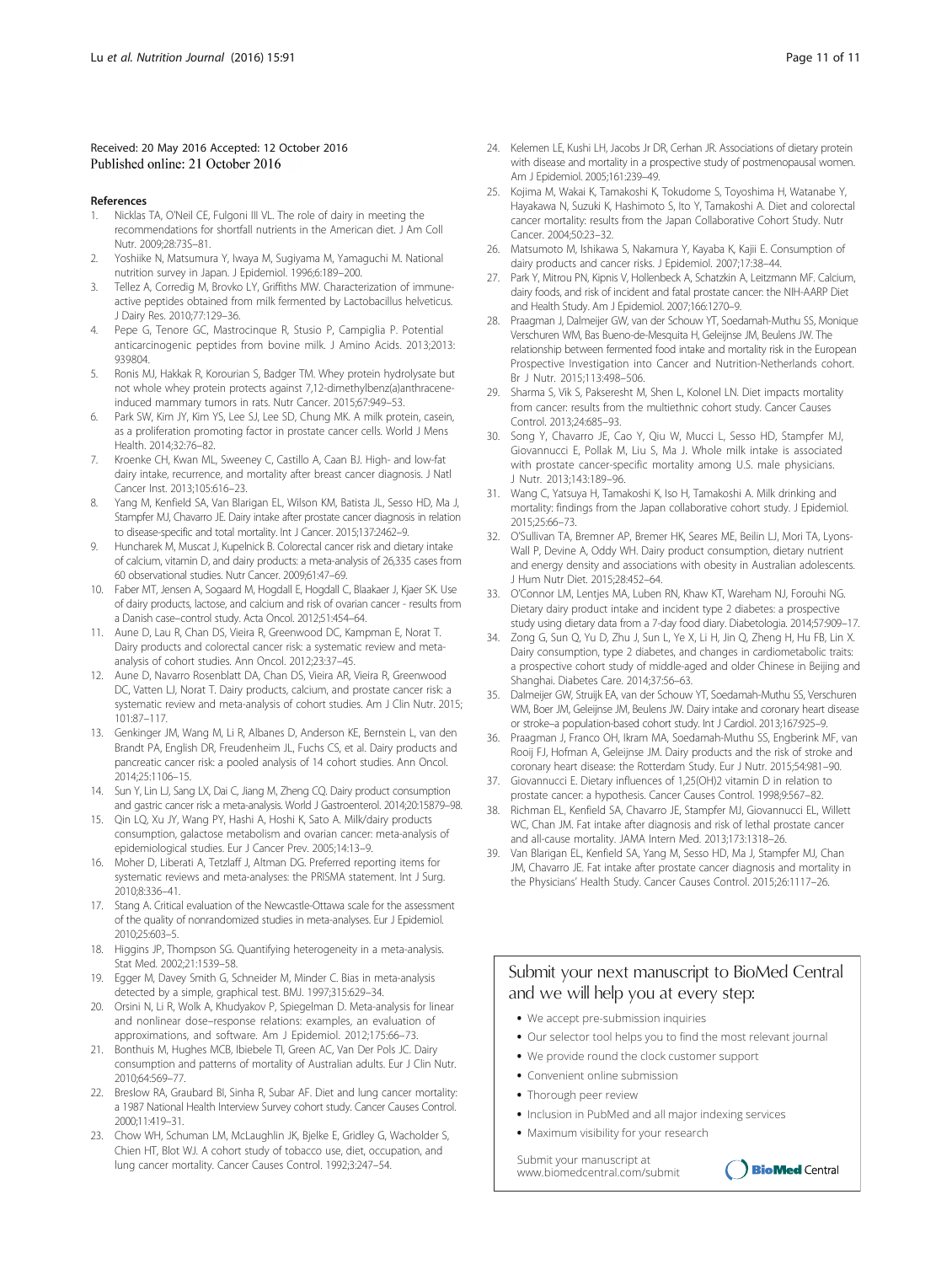Received: 20 May 2016 Accepted: 12 October 2016
Published online: 21 October 2016

## References

1. Nicklas TA, O'Neil CE, Fulgoni III VL. The role of dairy in meeting the recommendations for shortfall nutrients in the American diet. J Am Coll Nutr. 2009;28:73S–81.
2. Yoshiike N, Matsumura Y, Iwaya M, Sugiyama M, Yamaguchi M. National nutrition survey in Japan. J Epidemiol. 1996;6:189–200.
3. Tellez A, Corredig M, Brovko LY, Griffiths MW. Characterization of immune-active peptides obtained from milk fermented by Lactobacillus helveticus. J Dairy Res. 2010;77:129–36.
4. Pepe G, Tenore GC, Mastrocinque R, Stusio P, Campiglia P. Potential anticarcinogenic peptides from bovine milk. J Amino Acids. 2013;2013: 939804.
5. Ronis MJ, Hakkak R, Korourian S, Badger TM. Whey protein hydrolysate but not whole whey protein protects against 7,12-dimethylbenz(a)anthracene-induced mammary tumors in rats. Nutr Cancer. 2015;67:949–53.
6. Park SW, Kim JY, Kim YS, Lee SJ, Lee SD, Chung MK. A milk protein, casein, as a proliferation promoting factor in prostate cancer cells. World J Mens Health. 2014;32:76–82.
7. Kroenke CH, Kwan ML, Sweeney C, Castillo A, Caan BJ. High- and low-fat dairy intake, recurrence, and mortality after breast cancer diagnosis. J Natl Cancer Inst. 2013;105:616–23.
8. Yang M, Kenfield SA, Van Blarigan EL, Wilson KM, Batista JL, Sesso HD, Ma J, Stampfer MJ, Chavarro JE. Dairy intake after prostate cancer diagnosis in relation to disease-specific and total mortality. Int J Cancer. 2015;137:2462–9.
9. Huncharek M, Muscat J, Kupelnick B. Colorectal cancer risk and dietary intake of calcium, vitamin D, and dairy products: a meta-analysis of 26,335 cases from 60 observational studies. Nutr Cancer. 2009;61:47–69.
10. Faber MT, Jensen A, Sogaard M, Hogdall E, Hogdall C, Blaakaer J, Kjaer SK. Use of dairy products, lactose, and calcium and risk of ovarian cancer - results from a Danish case–control study. Acta Oncol. 2012;51:454–64.
11. Aune D, Lau R, Chan DS, Vieira R, Greenwood DC, Kampman E, Norat T. Dairy products and colorectal cancer risk: a systematic review and meta-analysis of cohort studies. Ann Oncol. 2012;23:37–45.
12. Aune D, Navarro Rosenblatt DA, Chan DS, Vieira AR, Vieira R, Greenwood DC, Vatten LJ, Norat T. Dairy products, calcium, and prostate cancer risk: a systematic review and meta-analysis of cohort studies. Am J Clin Nutr. 2015; 101:87–117.
13. Genkinger JM, Wang M, Li R, Albanes D, Anderson KE, Bernstein L, van den Brandt PA, English DR, Freudenheim JL, Fuchs CS, et al. Dairy products and pancreatic cancer risk: a pooled analysis of 14 cohort studies. Ann Oncol. 2014;25:1106–15.
14. Sun Y, Lin LJ, Sang LX, Dai C, Jiang M, Zheng CQ. Dairy product consumption and gastric cancer risk: a meta-analysis. World J Gastroenterol. 2014;20:15879–98.
15. Qin LQ, Xu JY, Wang PY, Hashi A, Hoshi K, Sato A. Milk/dairy products consumption, galactose metabolism and ovarian cancer: meta-analysis of epidemiological studies. Eur J Cancer Prev. 2005;14:13–9.
16. Moher D, Liberati A, Tetzlaff J, Altman DG. Preferred reporting items for systematic reviews and meta-analyses: the PRISMA statement. Int J Surg. 2010;8:336–41.
17. Stang A. Critical evaluation of the Newcastle-Ottawa scale for the assessment of the quality of nonrandomized studies in meta-analyses. Eur J Epidemiol. 2010;25:603–5.
18. Higgins JP, Thompson SG. Quantifying heterogeneity in a meta-analysis. Stat Med. 2002;21:1539–58.
19. Egger M, Davey Smith G, Schneider M, Minder C. Bias in meta-analysis detected by a simple, graphical test. BMJ. 1997;315:629–34.
20. Orsini N, Li R, Wolk A, Khudyakov P, Spiegelman D. Meta-analysis for linear and nonlinear dose–response relations: examples, an evaluation of approximations, and software. Am J Epidemiol. 2012;175:66–73.
21. Bonthuis M, Hughes MCB, Ibiebele TI, Green AC, Van Der Pols JC. Dairy consumption and patterns of mortality of Australian adults. Eur J Clin Nutr. 2010;64:569–77.
22. Breslow RA, Graubard BI, Sinha R, Subar AF. Diet and lung cancer mortality: a 1987 National Health Interview Survey cohort study. Cancer Causes Control. 2000;11:419–31.
23. Chow WH, Schuman LM, McLaughlin JK, Bjelke E, Gridley G, Wacholder S, Chien HT, Blot WJ. A cohort study of tobacco use, diet, occupation, and lung cancer mortality. Cancer Causes Control. 1992;3:247–54.
24. Kelemen LE, Kushi LH, Jacobs Jr DR, Cerhan JR. Associations of dietary protein with disease and mortality in a prospective study of postmenopausal women. Am J Epidemiol. 2005;161:239–49.
25. Kojima M, Wakai K, Tamakoshi K, Tokudome S, Toyoshima H, Watanabe Y, Hayakawa N, Suzuki K, Hashimoto S, Ito Y, Tamakoshi A. Diet and colorectal cancer mortality: results from the Japan Collaborative Cohort Study. Nutr Cancer. 2004;50:23–32.
26. Matsumoto M, Ishikawa S, Nakamura Y, Kayaba K, Kajii E. Consumption of dairy products and cancer risks. J Epidemiol. 2007;17:38–44.
27. Park Y, Mitrou PN, Kipnis V, Hollenbeck A, Schatzkin A, Leitzmann MF. Calcium, dairy foods, and risk of incident and fatal prostate cancer: the NIH-AARP Diet and Health Study. Am J Epidemiol. 2007;166:1270–9.
28. Praagman J, Dalmeijer GW, van der Schouw YT, Soedamah-Muthu SS, Monique Verschuren WM, Bas Bueno-de-Mesquita H, Geleijnse JM, Beulens JW. The relationship between fermented food intake and mortality risk in the European Prospective Investigation into Cancer and Nutrition-Netherlands cohort. Br J Nutr. 2015;113:498–506.
29. Sharma S, Vik S, Pakseresht M, Shen L, Kolonel LN. Diet impacts mortality from cancer: results from the multiethnic cohort study. Cancer Causes Control. 2013;24:685–93.
30. Song Y, Chavarro JE, Cao Y, Qiu W, Mucci L, Sesso HD, Stampfer MJ, Giovannucci E, Pollak M, Liu S, Ma J. Whole milk intake is associated with prostate cancer-specific mortality among U.S. male physicians. J Nutr. 2013;143:189–96.
31. Wang C, Yatsuya H, Tamakoshi K, Iso H, Tamakoshi A. Milk drinking and mortality: findings from the Japan collaborative cohort study. J Epidemiol. 2015;25:66–73.
32. O'Sullivan TA, Bremner AP, Bremer HK, Seares ME, Beilin LJ, Mori TA, Lyons-Wall P, Devine A, Oddy WH. Dairy product consumption, dietary nutrient and energy density and associations with obesity in Australian adolescents. J Hum Nutr Diet. 2015;28:452–64.
33. O'Connor LM, Lentjes MA, Luben RN, Khaw KT, Wareham NJ, Forouhi NG. Dietary dairy product intake and incident type 2 diabetes: a prospective study using dietary data from a 7-day food diary. Diabetologia. 2014;57:909–17.
34. Zong G, Sun Q, Yu D, Zhu J, Sun L, Ye X, Li H, Jin Q, Zheng H, Hu FB, Lin X. Dairy consumption, type 2 diabetes, and changes in cardiometabolic traits: a prospective cohort study of middle-aged and older Chinese in Beijing and Shanghai. Diabetes Care. 2014;37:56–63.
35. Dalmeijer GW, Struijk EA, van der Schouw YT, Soedamah-Muthu SS, Verschuren WM, Boer JM, Geleijnse JM, Beulens JW. Dairy intake and coronary heart disease or stroke–a population-based cohort study. Int J Cardiol. 2013;167:925–9.
36. Praagman J, Franco OH, Ikram MA, Soedamah-Muthu SS, Engberink MF, van Rooij FJ, Hofman A, Geleijnse JM. Dairy products and the risk of stroke and coronary heart disease: the Rotterdam Study. Eur J Nutr. 2015;54:981–90.
37. Giovannucci E. Dietary influences of 1,25(OH)2 vitamin D in relation to prostate cancer: a hypothesis. Cancer Causes Control. 1998;9:567–82.
38. Richman EL, Kenfield SA, Chavarro JE, Stampfer MJ, Giovannucci EL, Willett WC, Chan JM. Fat intake after diagnosis and risk of lethal prostate cancer and all-cause mortality. JAMA Intern Med. 2013;173:1318–26.
39. Van Blarigan EL, Kenfield SA, Yang M, Sesso HD, Ma J, Stampfer MJ, Chan JM, Chavarro JE. Fat intake after prostate cancer diagnosis and mortality in the Physicians' Health Study. Cancer Causes Control. 2015;26:1117–26.

Submit your next manuscript to BioMed Central and we will help you at every step:

- We accept pre-submission inquiries
- Our selector tool helps you to find the most relevant journal
- We provide round the clock customer support
- Convenient online submission
- Thorough peer review
- Inclusion in PubMed and all major indexing services
- Maximum visibility for your research

Submit your manuscript at
www.biomedcentral.com/submit

BioMed Central